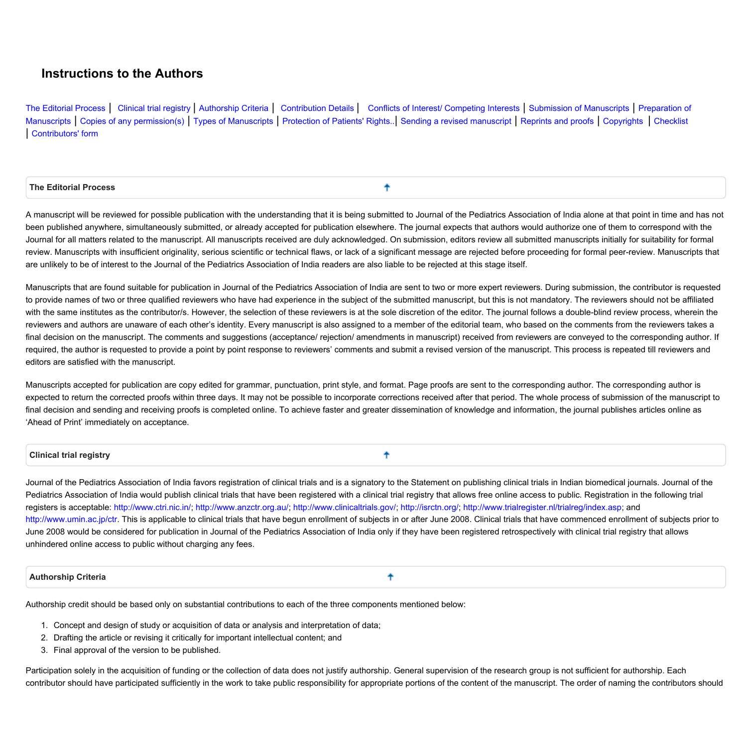# Instructions to the Authors

The Editorial Process | Clinical trial registry | Authorship Criteria | Contribution Details | Conflicts of Interest/ Competing Interests | Submission of Manuscripts | Preparation of Manuscripts | Copies of any permission(s) | Types of Manuscripts | Protection of Patients' Rights..| Sending a revised manuscript | Reprints and proofs | Copyrights | Checklist | Contributors' form

## The Editorial Process

A manuscript will be reviewed for possible publication with the understanding that it is being submitted to Journal of the Pediatrics Association of India alone at that point in time and has not been published anywhere, simultaneously submitted, or already accepted for publication elsewhere. The journal expects that authors would authorize one of them to correspond with the Journal for all matters related to the manuscript. All manuscripts received are duly acknowledged. On submission, editors review all submitted manuscripts initially for suitability for formal review. Manuscripts with insufficient originality, serious scientific or technical flaws, or lack of a significant message are rejected before proceeding for formal peer-review. Manuscripts that are unlikely to be of interest to the Journal of the Pediatrics Association of India readers are also liable to be rejected at this stage itself.

Manuscripts that are found suitable for publication in Journal of the Pediatrics Association of India are sent to two or more expert reviewers. During submission, the contributor is requested to provide names of two or three qualified reviewers who have had experience in the subject of the submitted manuscript, but this is not mandatory. The reviewers should not be affiliated with the same institutes as the contributor/s. However, the selection of these reviewers is at the sole discretion of the editor. The journal follows a double-blind review process, wherein the reviewers and authors are unaware of each other's identity. Every manuscript is also assigned to a member of the editorial team, who based on the comments from the reviewers takes a final decision on the manuscript. The comments and suggestions (acceptance/ rejection/ amendments in manuscript) received from reviewers are conveyed to the corresponding author. If required, the author is requested to provide a point by point response to reviewers' comments and submit a revised version of the manuscript. This process is repeated till reviewers and editors are satisfied with the manuscript.

Manuscripts accepted for publication are copy edited for grammar, punctuation, print style, and format. Page proofs are sent to the corresponding author. The corresponding author is expected to return the corrected proofs within three days. It may not be possible to incorporate corrections received after that period. The whole process of submission of the manuscript to final decision and sending and receiving proofs is completed online. To achieve faster and greater dissemination of knowledge and information, the journal publishes articles online as 'Ahead of Print' immediately on acceptance.

## Clinical trial registry

Journal of the Pediatrics Association of India favors registration of clinical trials and is a signatory to the Statement on publishing clinical trials in Indian biomedical journals. Journal of the Pediatrics Association of India would publish clinical trials that have been registered with a clinical trial registry that allows free online access to public. Registration in the following trial registers is acceptable: http://www.ctri.nic.in/; http://www.anzctr.org.au/; http://www.clinicaltrials.gov/; http://isrctn.org/; http://www.trialregister.nl/trialreg/index.asp; and http://www.umin.ac.jp/ctr. This is applicable to clinical trials that have begun enrollment of subjects in or after June 2008. Clinical trials that have commenced enrollment of subjects prior to June 2008 would be considered for publication in Journal of the Pediatrics Association of India only if they have been registered retrospectively with clinical trial registry that allows unhindered online access to public without charging any fees.

## Authorship Criteria

Authorship credit should be based only on substantial contributions to each of the three components mentioned below:

1. Concept and design of study or acquisition of data or analysis and interpretation of data;
2. Drafting the article or revising it critically for important intellectual content; and
3. Final approval of the version to be published.

Participation solely in the acquisition of funding or the collection of data does not justify authorship. General supervision of the research group is not sufficient for authorship. Each contributor should have participated sufficiently in the work to take public responsibility for appropriate portions of the content of the manuscript. The order of naming the contributors should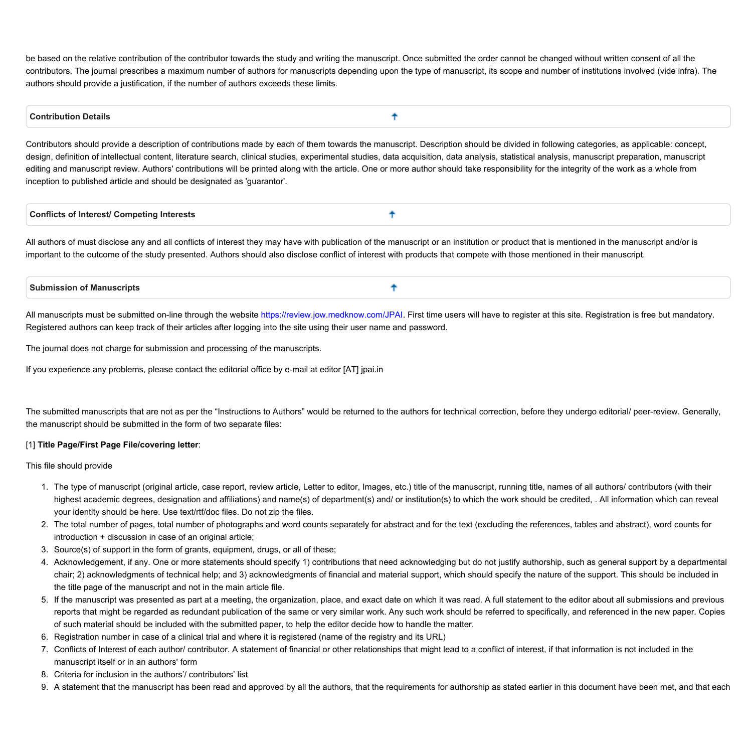be based on the relative contribution of the contributor towards the study and writing the manuscript. Once submitted the order cannot be changed without written consent of all the contributors. The journal prescribes a maximum number of authors for manuscripts depending upon the type of manuscript, its scope and number of institutions involved (vide infra). The authors should provide a justification, if the number of authors exceeds these limits.

## Contribution Details

Contributors should provide a description of contributions made by each of them towards the manuscript. Description should be divided in following categories, as applicable: concept, design, definition of intellectual content, literature search, clinical studies, experimental studies, data acquisition, data analysis, statistical analysis, manuscript preparation, manuscript editing and manuscript review. Authors' contributions will be printed along with the article. One or more author should take responsibility for the integrity of the work as a whole from inception to published article and should be designated as 'guarantor'.

## Conflicts of Interest/ Competing Interests

All authors of must disclose any and all conflicts of interest they may have with publication of the manuscript or an institution or product that is mentioned in the manuscript and/or is important to the outcome of the study presented. Authors should also disclose conflict of interest with products that compete with those mentioned in their manuscript.

## Submission of Manuscripts

All manuscripts must be submitted on-line through the website https://review.jow.medknow.com/JPAI. First time users will have to register at this site. Registration is free but mandatory. Registered authors can keep track of their articles after logging into the site using their user name and password.

The journal does not charge for submission and processing of the manuscripts.

If you experience any problems, please contact the editorial office by e-mail at editor [AT] jpai.in

The submitted manuscripts that are not as per the “Instructions to Authors” would be returned to the authors for technical correction, before they undergo editorial/ peer-review. Generally, the manuscript should be submitted in the form of two separate files:

[1] **Title Page/First Page File/covering letter**:

This file should provide

1. The type of manuscript (original article, case report, review article, Letter to editor, Images, etc.) title of the manuscript, running title, names of all authors/ contributors (with their highest academic degrees, designation and affiliations) and name(s) of department(s) and/ or institution(s) to which the work should be credited, . All information which can reveal your identity should be here. Use text/rtf/doc files. Do not zip the files.
2. The total number of pages, total number of photographs and word counts separately for abstract and for the text (excluding the references, tables and abstract), word counts for introduction + discussion in case of an original article;
3. Source(s) of support in the form of grants, equipment, drugs, or all of these;
4. Acknowledgement, if any. One or more statements should specify 1) contributions that need acknowledging but do not justify authorship, such as general support by a departmental chair; 2) acknowledgments of technical help; and 3) acknowledgments of financial and material support, which should specify the nature of the support. This should be included in the title page of the manuscript and not in the main article file.
5. If the manuscript was presented as part at a meeting, the organization, place, and exact date on which it was read. A full statement to the editor about all submissions and previous reports that might be regarded as redundant publication of the same or very similar work. Any such work should be referred to specifically, and referenced in the new paper. Copies of such material should be included with the submitted paper, to help the editor decide how to handle the matter.
6. Registration number in case of a clinical trial and where it is registered (name of the registry and its URL)
7. Conflicts of Interest of each author/ contributor. A statement of financial or other relationships that might lead to a conflict of interest, if that information is not included in the manuscript itself or in an authors' form
8. Criteria for inclusion in the authors'/ contributors' list
9. A statement that the manuscript has been read and approved by all the authors, that the requirements for authorship as stated earlier in this document have been met, and that each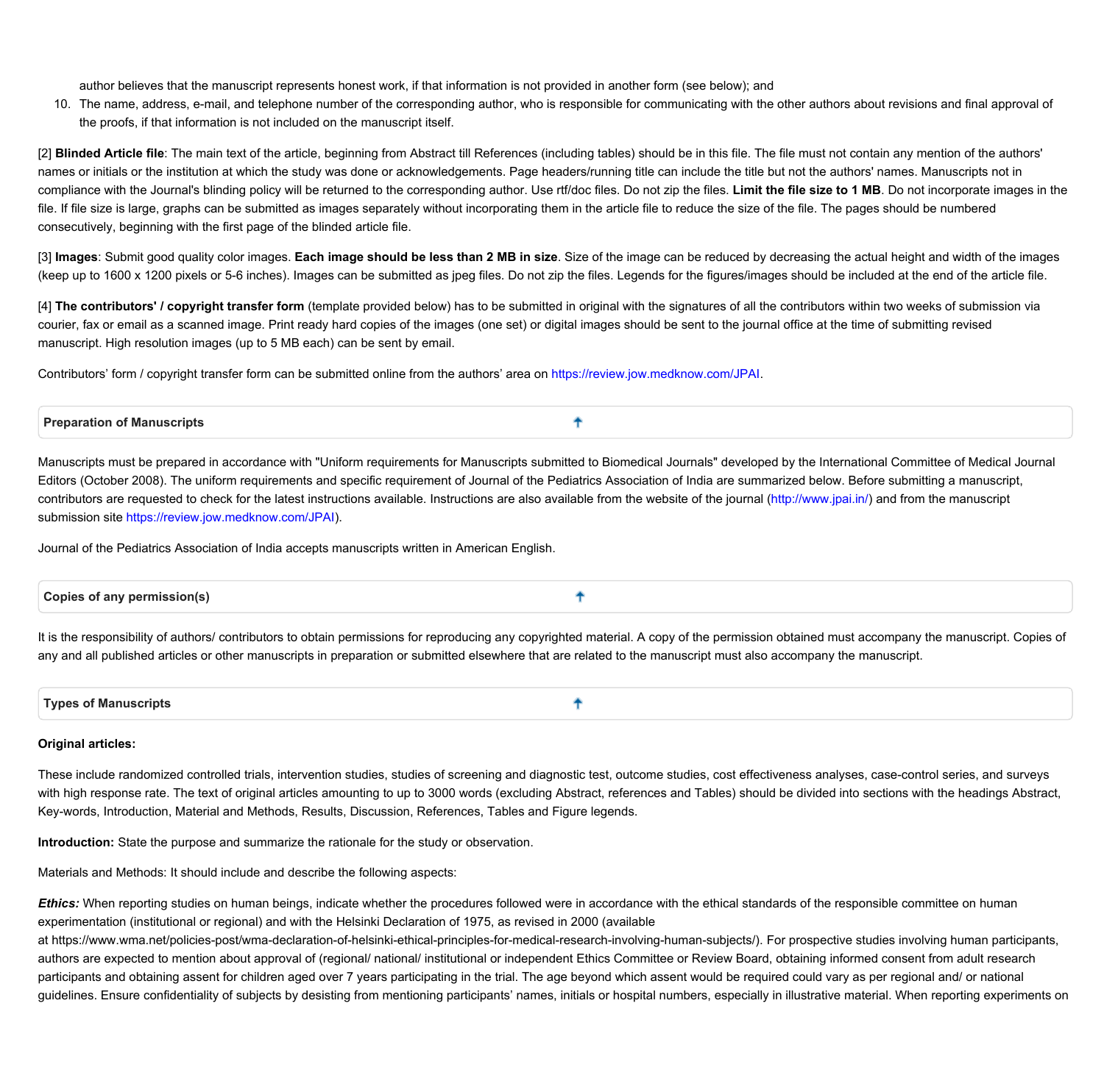author believes that the manuscript represents honest work, if that information is not provided in another form (see below); and

10. The name, address, e-mail, and telephone number of the corresponding author, who is responsible for communicating with the other authors about revisions and final approval of the proofs, if that information is not included on the manuscript itself.

[2] **Blinded Article file**: The main text of the article, beginning from Abstract till References (including tables) should be in this file. The file must not contain any mention of the authors' names or initials or the institution at which the study was done or acknowledgements. Page headers/running title can include the title but not the authors' names. Manuscripts not in compliance with the Journal's blinding policy will be returned to the corresponding author. Use rtf/doc files. Do not zip the files. **Limit the file size to 1 MB**. Do not incorporate images in the file. If file size is large, graphs can be submitted as images separately without incorporating them in the article file to reduce the size of the file. The pages should be numbered consecutively, beginning with the first page of the blinded article file.

[3] **Images**: Submit good quality color images. **Each image should be less than 2 MB in size**. Size of the image can be reduced by decreasing the actual height and width of the images (keep up to 1600 x 1200 pixels or 5-6 inches). Images can be submitted as jpeg files. Do not zip the files. Legends for the figures/images should be included at the end of the article file.

[4] **The contributors' / copyright transfer form** (template provided below) has to be submitted in original with the signatures of all the contributors within two weeks of submission via courier, fax or email as a scanned image. Print ready hard copies of the images (one set) or digital images should be sent to the journal office at the time of submitting revised manuscript. High resolution images (up to 5 MB each) can be sent by email.

Contributors' form / copyright transfer form can be submitted online from the authors' area on https://review.jow.medknow.com/JPAI.

## Preparation of Manuscripts

Manuscripts must be prepared in accordance with "Uniform requirements for Manuscripts submitted to Biomedical Journals" developed by the International Committee of Medical Journal Editors (October 2008). The uniform requirements and specific requirement of Journal of the Pediatrics Association of India are summarized below. Before submitting a manuscript, contributors are requested to check for the latest instructions available. Instructions are also available from the website of the journal (http://www.jpai.in/) and from the manuscript submission site https://review.jow.medknow.com/JPAI).

Journal of the Pediatrics Association of India accepts manuscripts written in American English.

## Copies of any permission(s)

It is the responsibility of authors/ contributors to obtain permissions for reproducing any copyrighted material. A copy of the permission obtained must accompany the manuscript. Copies of any and all published articles or other manuscripts in preparation or submitted elsewhere that are related to the manuscript must also accompany the manuscript.

## Types of Manuscripts

**Original articles:**

These include randomized controlled trials, intervention studies, studies of screening and diagnostic test, outcome studies, cost effectiveness analyses, case-control series, and surveys with high response rate. The text of original articles amounting to up to 3000 words (excluding Abstract, references and Tables) should be divided into sections with the headings Abstract, Key-words, Introduction, Material and Methods, Results, Discussion, References, Tables and Figure legends.

**Introduction:** State the purpose and summarize the rationale for the study or observation.

Materials and Methods: It should include and describe the following aspects:

***Ethics:*** When reporting studies on human beings, indicate whether the procedures followed were in accordance with the ethical standards of the responsible committee on human experimentation (institutional or regional) and with the Helsinki Declaration of 1975, as revised in 2000 (available at https://www.wma.net/policies-post/wma-declaration-of-helsinki-ethical-principles-for-medical-research-involving-human-subjects/). For prospective studies involving human participants, authors are expected to mention about approval of (regional/ national/ institutional or independent Ethics Committee or Review Board, obtaining informed consent from adult research participants and obtaining assent for children aged over 7 years participating in the trial. The age beyond which assent would be required could vary as per regional and/ or national guidelines. Ensure confidentiality of subjects by desisting from mentioning participants' names, initials or hospital numbers, especially in illustrative material. When reporting experiments on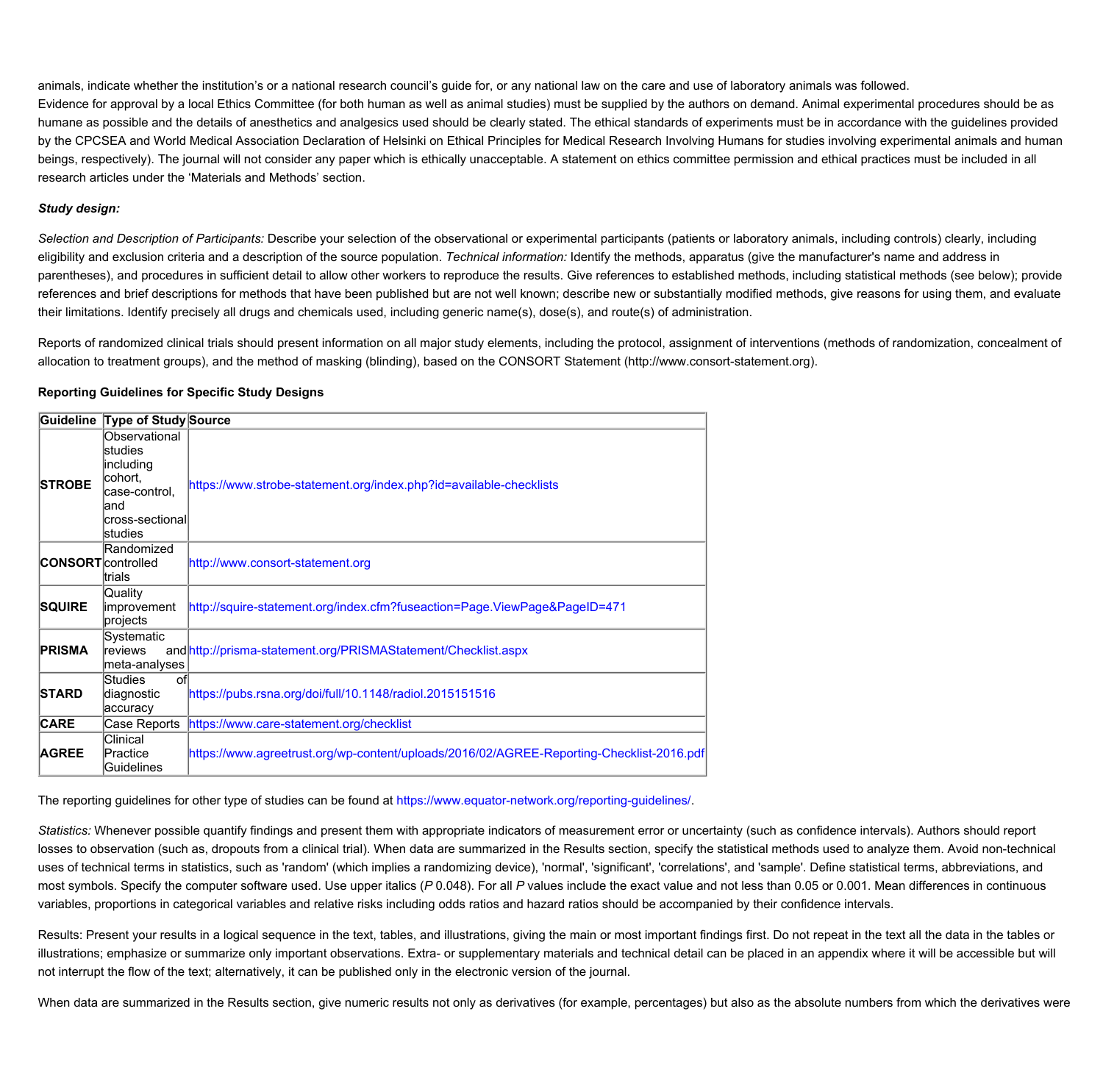animals, indicate whether the institution's or a national research council's guide for, or any national law on the care and use of laboratory animals was followed.
Evidence for approval by a local Ethics Committee (for both human as well as animal studies) must be supplied by the authors on demand. Animal experimental procedures should be as humane as possible and the details of anesthetics and analgesics used should be clearly stated. The ethical standards of experiments must be in accordance with the guidelines provided by the CPCSEA and World Medical Association Declaration of Helsinki on Ethical Principles for Medical Research Involving Humans for studies involving experimental animals and human beings, respectively). The journal will not consider any paper which is ethically unacceptable. A statement on ethics committee permission and ethical practices must be included in all research articles under the 'Materials and Methods' section.

***Study design:***

*Selection and Description of Participants:* Describe your selection of the observational or experimental participants (patients or laboratory animals, including controls) clearly, including eligibility and exclusion criteria and a description of the source population. *Technical information:* Identify the methods, apparatus (give the manufacturer's name and address in parentheses), and procedures in sufficient detail to allow other workers to reproduce the results. Give references to established methods, including statistical methods (see below); provide references and brief descriptions for methods that have been published but are not well known; describe new or substantially modified methods, give reasons for using them, and evaluate their limitations. Identify precisely all drugs and chemicals used, including generic name(s), dose(s), and route(s) of administration.

Reports of randomized clinical trials should present information on all major study elements, including the protocol, assignment of interventions (methods of randomization, concealment of allocation to treatment groups), and the method of masking (blinding), based on the CONSORT Statement (http://www.consort-statement.org).

**Reporting Guidelines for Specific Study Designs**

| Guideline | Type of Study | Source |
|---|---|---|
| **STROBE** | Observational studies including cohort, case-control, and cross-sectional studies | https://www.strobe-statement.org/index.php?id=available-checklists |
| **CONSORT** | Randomized controlled trials | http://www.consort-statement.org |
| **SQUIRE** | Quality improvement projects | http://squire-statement.org/index.cfm?fuseaction=Page.ViewPage&PageID=471 |
| **PRISMA** | Systematic reviews and meta-analyses | http://prisma-statement.org/PRISMAStatement/Checklist.aspx |
| **STARD** | Studies of diagnostic accuracy | https://pubs.rsna.org/doi/full/10.1148/radiol.2015151516 |
| **CARE** | Case Reports | https://www.care-statement.org/checklist |
| **AGREE** | Clinical Practice Guidelines | https://www.agreetrust.org/wp-content/uploads/2016/02/AGREE-Reporting-Checklist-2016.pdf |

The reporting guidelines for other type of studies can be found at https://www.equator-network.org/reporting-guidelines/.

*Statistics:* Whenever possible quantify findings and present them with appropriate indicators of measurement error or uncertainty (such as confidence intervals). Authors should report losses to observation (such as, dropouts from a clinical trial). When data are summarized in the Results section, specify the statistical methods used to analyze them. Avoid non-technical uses of technical terms in statistics, such as 'random' (which implies a randomizing device), 'normal', 'significant', 'correlations', and 'sample'. Define statistical terms, abbreviations, and most symbols. Specify the computer software used. Use upper italics (*P* 0.048). For all *P* values include the exact value and not less than 0.05 or 0.001. Mean differences in continuous variables, proportions in categorical variables and relative risks including odds ratios and hazard ratios should be accompanied by their confidence intervals.

Results: Present your results in a logical sequence in the text, tables, and illustrations, giving the main or most important findings first. Do not repeat in the text all the data in the tables or illustrations; emphasize or summarize only important observations. Extra- or supplementary materials and technical detail can be placed in an appendix where it will be accessible but will not interrupt the flow of the text; alternatively, it can be published only in the electronic version of the journal.

When data are summarized in the Results section, give numeric results not only as derivatives (for example, percentages) but also as the absolute numbers from which the derivatives were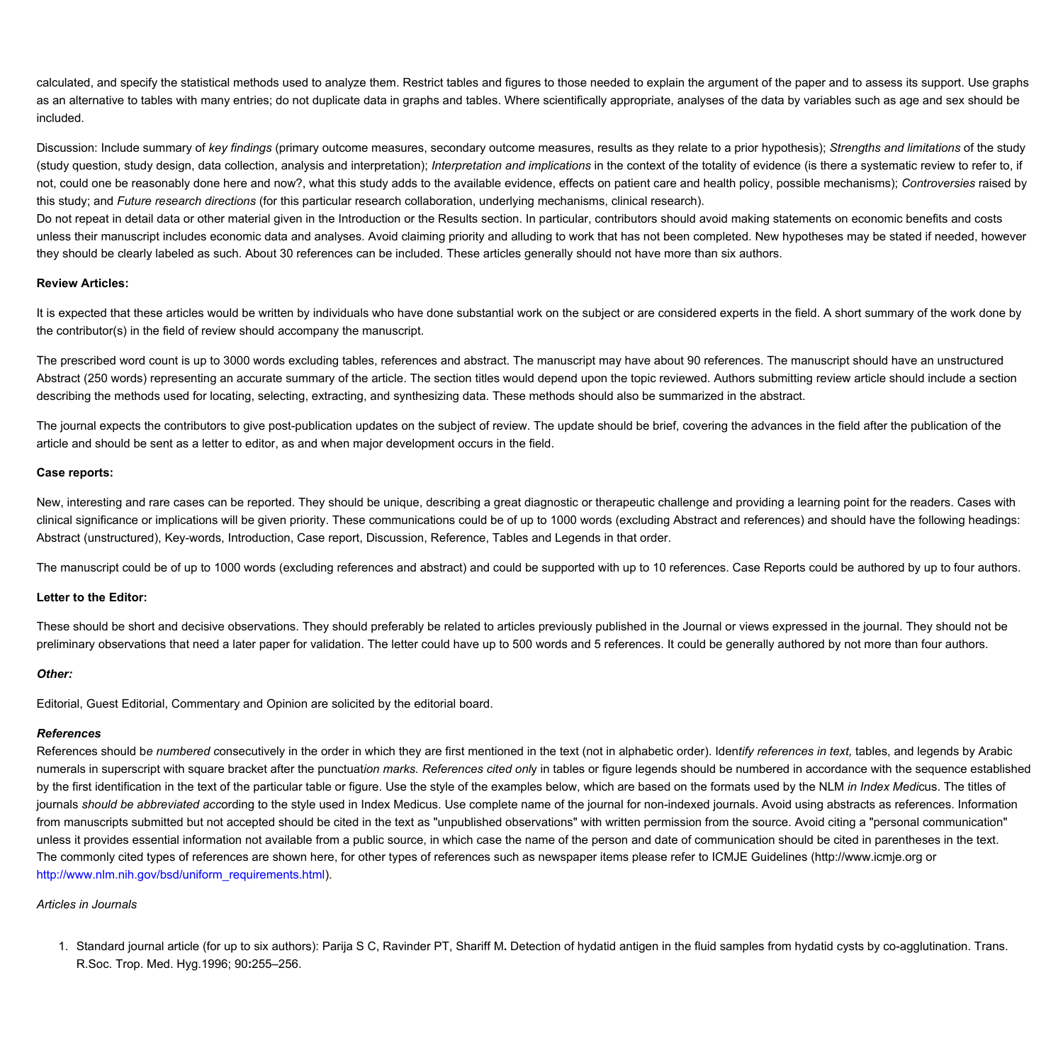calculated, and specify the statistical methods used to analyze them. Restrict tables and figures to those needed to explain the argument of the paper and to assess its support. Use graphs as an alternative to tables with many entries; do not duplicate data in graphs and tables. Where scientifically appropriate, analyses of the data by variables such as age and sex should be included.

Discussion: Include summary of *key findings* (primary outcome measures, secondary outcome measures, results as they relate to a prior hypothesis); *Strengths and limitations* of the study (study question, study design, data collection, analysis and interpretation); *Interpretation and implications* in the context of the totality of evidence (is there a systematic review to refer to, if not, could one be reasonably done here and now?, what this study adds to the available evidence, effects on patient care and health policy, possible mechanisms); *Controversies* raised by this study; and *Future research directions* (for this particular research collaboration, underlying mechanisms, clinical research).
Do not repeat in detail data or other material given in the Introduction or the Results section. In particular, contributors should avoid making statements on economic benefits and costs unless their manuscript includes economic data and analyses. Avoid claiming priority and alluding to work that has not been completed. New hypotheses may be stated if needed, however they should be clearly labeled as such. About 30 references can be included. These articles generally should not have more than six authors.

**Review Articles:**

It is expected that these articles would be written by individuals who have done substantial work on the subject or are considered experts in the field. A short summary of the work done by the contributor(s) in the field of review should accompany the manuscript.

The prescribed word count is up to 3000 words excluding tables, references and abstract. The manuscript may have about 90 references. The manuscript should have an unstructured Abstract (250 words) representing an accurate summary of the article. The section titles would depend upon the topic reviewed. Authors submitting review article should include a section describing the methods used for locating, selecting, extracting, and synthesizing data. These methods should also be summarized in the abstract.

The journal expects the contributors to give post-publication updates on the subject of review. The update should be brief, covering the advances in the field after the publication of the article and should be sent as a letter to editor, as and when major development occurs in the field.

**Case reports:**

New, interesting and rare cases can be reported. They should be unique, describing a great diagnostic or therapeutic challenge and providing a learning point for the readers. Cases with clinical significance or implications will be given priority. These communications could be of up to 1000 words (excluding Abstract and references) and should have the following headings: Abstract (unstructured), Key-words, Introduction, Case report, Discussion, Reference, Tables and Legends in that order.

The manuscript could be of up to 1000 words (excluding references and abstract) and could be supported with up to 10 references. Case Reports could be authored by up to four authors.

**Letter to the Editor:**

These should be short and decisive observations. They should preferably be related to articles previously published in the Journal or views expressed in the journal. They should not be preliminary observations that need a later paper for validation. The letter could have up to 500 words and 5 references. It could be generally authored by not more than four authors.

***Other:***

Editorial, Guest Editorial, Commentary and Opinion are solicited by the editorial board.

***References***

References should be *numbered c*onsecutively in the order in which they are first mentioned in the text (not in alphabetic order). Iden*tify references in text,* tables, and legends by Arabic numerals in superscript with square bracket after the punctuat*ion marks. References cited onl*y in tables or figure legends should be numbered in accordance with the sequence established by the first identification in the text of the particular table or figure. Use the style of the examples below, which are based on the formats used by the NLM *in Index Medi*cus. The titles of journals *should be abbreviated acc*ording to the style used in Index Medicus. Use complete name of the journal for non-indexed journals. Avoid using abstracts as references. Information from manuscripts submitted but not accepted should be cited in the text as "unpublished observations" with written permission from the source. Avoid citing a "personal communication" unless it provides essential information not available from a public source, in which case the name of the person and date of communication should be cited in parentheses in the text. The commonly cited types of references are shown here, for other types of references such as newspaper items please refer to ICMJE Guidelines (http://www.icmje.org or http://www.nlm.nih.gov/bsd/uniform_requirements.html).

*Articles in Journals*

1. Standard journal article (for up to six authors): Parija S C, Ravinder PT, Shariff M**.** Detection of hydatid antigen in the fluid samples from hydatid cysts by co-agglutination. Trans. R.Soc. Trop. Med. Hyg.1996; 90**:**255–256.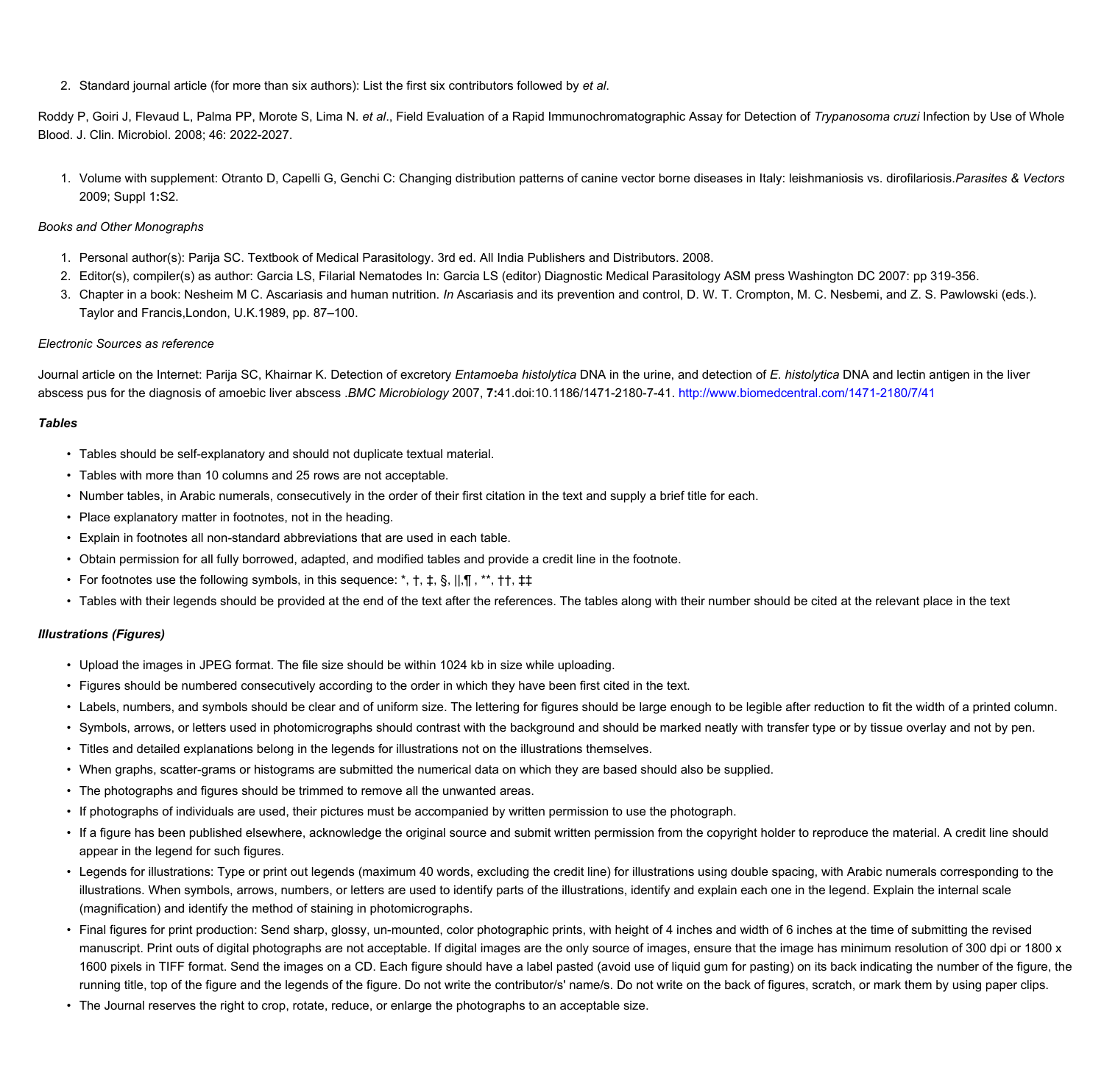2. Standard journal article (for more than six authors): List the first six contributors followed by *et al*.

Roddy P, Goiri J, Flevaud L, Palma PP, Morote S, Lima N. *et al*., Field Evaluation of a Rapid Immunochromatographic Assay for Detection of *Trypanosoma cruzi* Infection by Use of Whole Blood. J. Clin. Microbiol. 2008; 46: 2022-2027.

1. Volume with supplement: Otranto D, Capelli G, Genchi C: Changing distribution patterns of canine vector borne diseases in Italy: leishmaniosis vs. dirofilariosis.*Parasites & Vectors* 2009; Suppl 1**:**S2.

*Books and Other Monographs*

1. Personal author(s): Parija SC. Textbook of Medical Parasitology. 3rd ed. All India Publishers and Distributors. 2008.
2. Editor(s), compiler(s) as author: Garcia LS, Filarial Nematodes In: Garcia LS (editor) Diagnostic Medical Parasitology ASM press Washington DC 2007: pp 319-356.
3. Chapter in a book: Nesheim M C. Ascariasis and human nutrition. *In* Ascariasis and its prevention and control, D. W. T. Crompton, M. C. Nesbemi, and Z. S. Pawlowski (eds.). Taylor and Francis,London, U.K.1989, pp. 87–100.

*Electronic Sources as reference*

Journal article on the Internet: Parija SC, Khairnar K. Detection of excretory *Entamoeba histolytica* DNA in the urine, and detection of *E. histolytica* DNA and lectin antigen in the liver abscess pus for the diagnosis of amoebic liver abscess .*BMC Microbiology* 2007, **7:**41.doi:10.1186/1471-2180-7-41. http://www.biomedcentral.com/1471-2180/7/41

***Tables***

- Tables should be self-explanatory and should not duplicate textual material.
- Tables with more than 10 columns and 25 rows are not acceptable.
- Number tables, in Arabic numerals, consecutively in the order of their first citation in the text and supply a brief title for each.
- Place explanatory matter in footnotes, not in the heading.
- Explain in footnotes all non-standard abbreviations that are used in each table.
- Obtain permission for all fully borrowed, adapted, and modified tables and provide a credit line in the footnote.
- For footnotes use the following symbols, in this sequence: *, †, ‡, §, ||,¶ , **, ††, ‡‡
- Tables with their legends should be provided at the end of the text after the references. The tables along with their number should be cited at the relevant place in the text

***Illustrations (Figures)***

- Upload the images in JPEG format. The file size should be within 1024 kb in size while uploading.
- Figures should be numbered consecutively according to the order in which they have been first cited in the text.
- Labels, numbers, and symbols should be clear and of uniform size. The lettering for figures should be large enough to be legible after reduction to fit the width of a printed column.
- Symbols, arrows, or letters used in photomicrographs should contrast with the background and should be marked neatly with transfer type or by tissue overlay and not by pen.
- Titles and detailed explanations belong in the legends for illustrations not on the illustrations themselves.
- When graphs, scatter-grams or histograms are submitted the numerical data on which they are based should also be supplied.
- The photographs and figures should be trimmed to remove all the unwanted areas.
- If photographs of individuals are used, their pictures must be accompanied by written permission to use the photograph.
- If a figure has been published elsewhere, acknowledge the original source and submit written permission from the copyright holder to reproduce the material. A credit line should appear in the legend for such figures.
- Legends for illustrations: Type or print out legends (maximum 40 words, excluding the credit line) for illustrations using double spacing, with Arabic numerals corresponding to the illustrations. When symbols, arrows, numbers, or letters are used to identify parts of the illustrations, identify and explain each one in the legend. Explain the internal scale (magnification) and identify the method of staining in photomicrographs.
- Final figures for print production: Send sharp, glossy, un-mounted, color photographic prints, with height of 4 inches and width of 6 inches at the time of submitting the revised manuscript. Print outs of digital photographs are not acceptable. If digital images are the only source of images, ensure that the image has minimum resolution of 300 dpi or 1800 x 1600 pixels in TIFF format. Send the images on a CD. Each figure should have a label pasted (avoid use of liquid gum for pasting) on its back indicating the number of the figure, the running title, top of the figure and the legends of the figure. Do not write the contributor/s' name/s. Do not write on the back of figures, scratch, or mark them by using paper clips.
- The Journal reserves the right to crop, rotate, reduce, or enlarge the photographs to an acceptable size.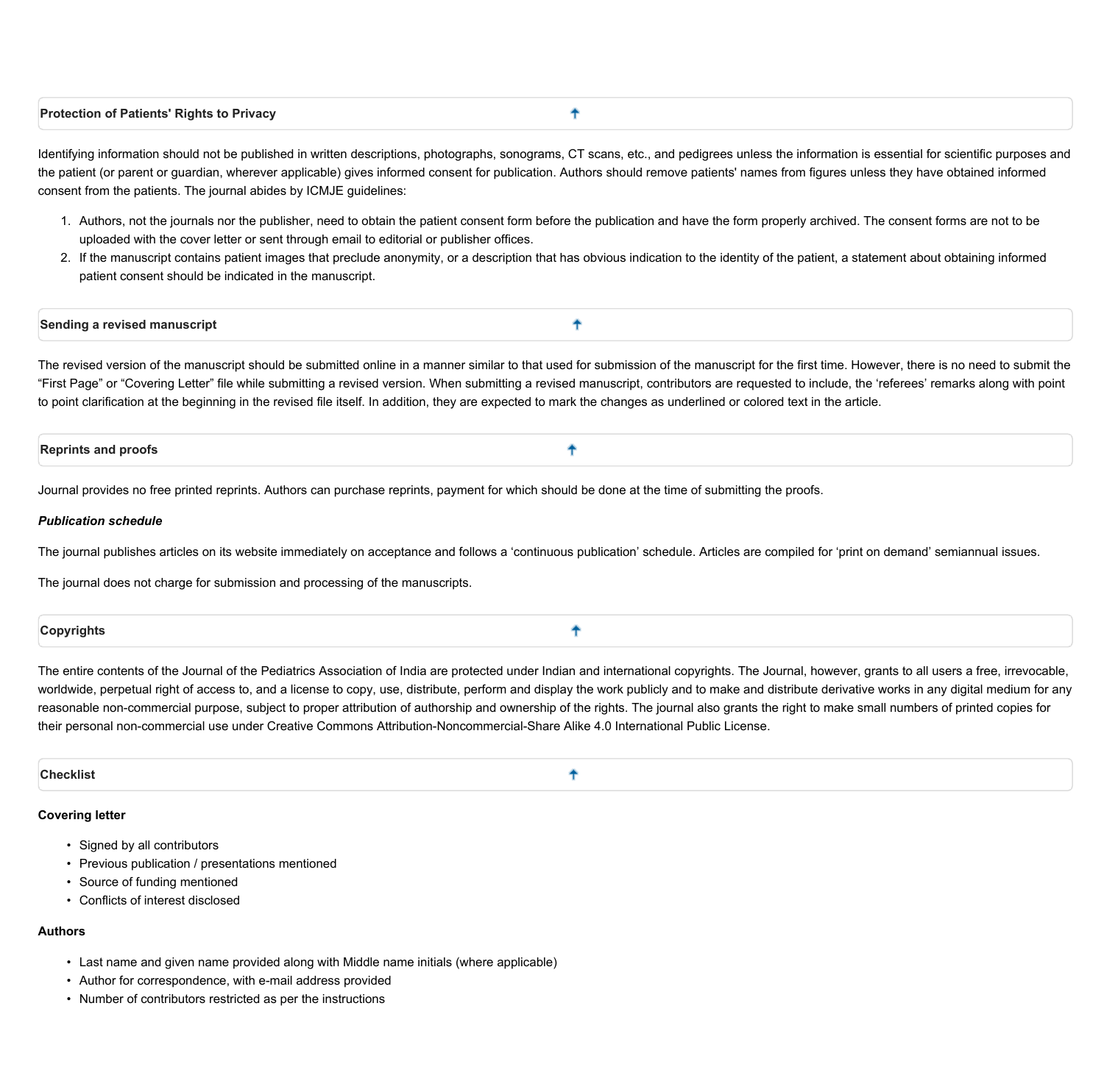## Protection of Patients' Rights to Privacy

Identifying information should not be published in written descriptions, photographs, sonograms, CT scans, etc., and pedigrees unless the information is essential for scientific purposes and the patient (or parent or guardian, wherever applicable) gives informed consent for publication. Authors should remove patients' names from figures unless they have obtained informed consent from the patients. The journal abides by ICMJE guidelines:

1. Authors, not the journals nor the publisher, need to obtain the patient consent form before the publication and have the form properly archived. The consent forms are not to be uploaded with the cover letter or sent through email to editorial or publisher offices.
2. If the manuscript contains patient images that preclude anonymity, or a description that has obvious indication to the identity of the patient, a statement about obtaining informed patient consent should be indicated in the manuscript.

## Sending a revised manuscript

The revised version of the manuscript should be submitted online in a manner similar to that used for submission of the manuscript for the first time. However, there is no need to submit the "First Page" or "Covering Letter" file while submitting a revised version. When submitting a revised manuscript, contributors are requested to include, the 'referees' remarks along with point to point clarification at the beginning in the revised file itself. In addition, they are expected to mark the changes as underlined or colored text in the article.

## Reprints and proofs

Journal provides no free printed reprints. Authors can purchase reprints, payment for which should be done at the time of submitting the proofs.

***Publication schedule***

The journal publishes articles on its website immediately on acceptance and follows a 'continuous publication' schedule. Articles are compiled for 'print on demand' semiannual issues.

The journal does not charge for submission and processing of the manuscripts.

## Copyrights

The entire contents of the Journal of the Pediatrics Association of India are protected under Indian and international copyrights. The Journal, however, grants to all users a free, irrevocable, worldwide, perpetual right of access to, and a license to copy, use, distribute, perform and display the work publicly and to make and distribute derivative works in any digital medium for any reasonable non-commercial purpose, subject to proper attribution of authorship and ownership of the rights. The journal also grants the right to make small numbers of printed copies for their personal non-commercial use under Creative Commons Attribution-Noncommercial-Share Alike 4.0 International Public License.

## Checklist

**Covering letter**

- Signed by all contributors
- Previous publication / presentations mentioned
- Source of funding mentioned
- Conflicts of interest disclosed

**Authors**

- Last name and given name provided along with Middle name initials (where applicable)
- Author for correspondence, with e-mail address provided
- Number of contributors restricted as per the instructions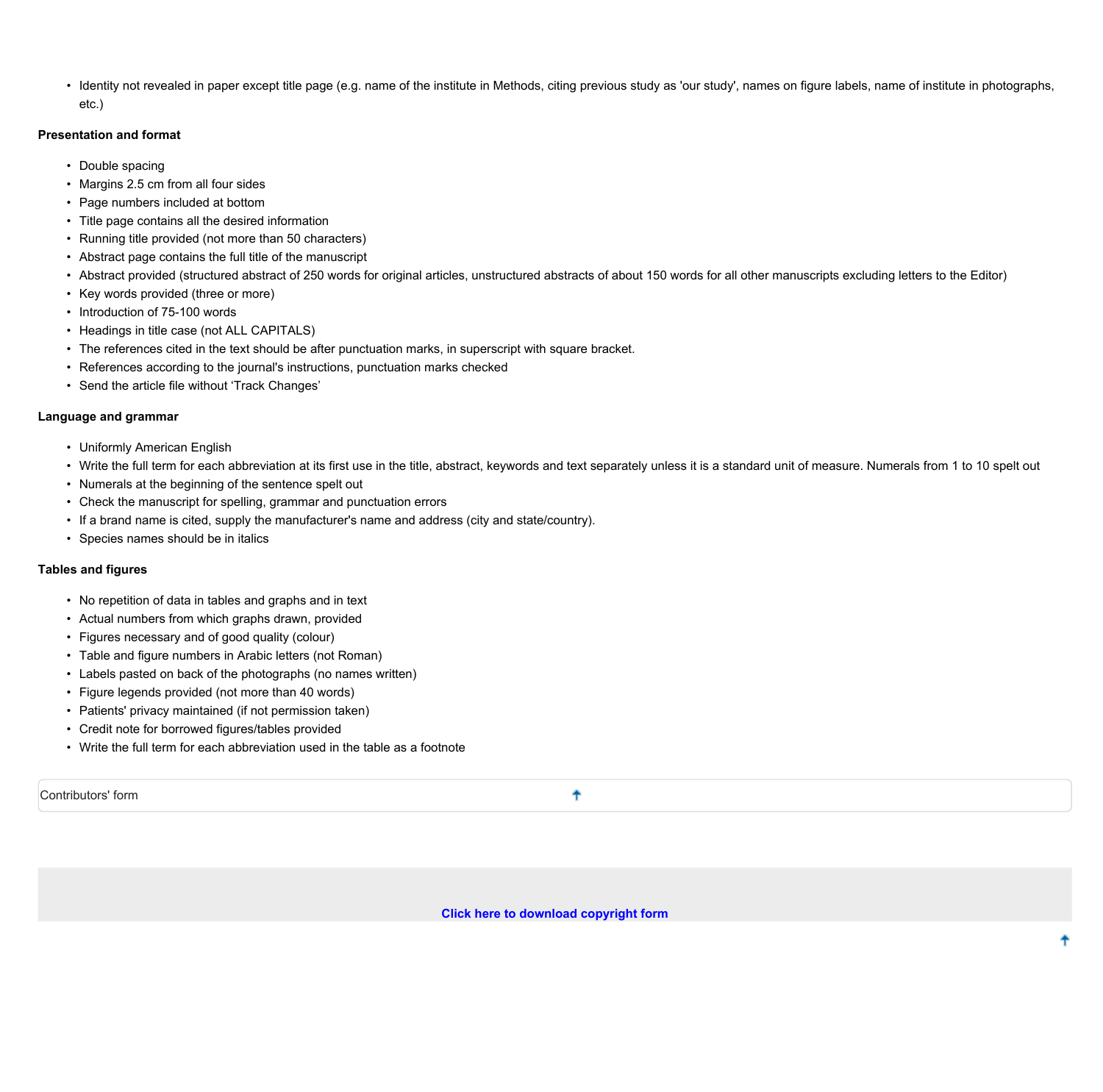- Identity not revealed in paper except title page (e.g. name of the institute in Methods, citing previous study as 'our study', names on figure labels, name of institute in photographs, etc.)

**Presentation and format**

- Double spacing
- Margins 2.5 cm from all four sides
- Page numbers included at bottom
- Title page contains all the desired information
- Running title provided (not more than 50 characters)
- Abstract page contains the full title of the manuscript
- Abstract provided (structured abstract of 250 words for original articles, unstructured abstracts of about 150 words for all other manuscripts excluding letters to the Editor)
- Key words provided (three or more)
- Introduction of 75-100 words
- Headings in title case (not ALL CAPITALS)
- The references cited in the text should be after punctuation marks, in superscript with square bracket.
- References according to the journal's instructions, punctuation marks checked
- Send the article file without 'Track Changes'

**Language and grammar**

- Uniformly American English
- Write the full term for each abbreviation at its first use in the title, abstract, keywords and text separately unless it is a standard unit of measure. Numerals from 1 to 10 spelt out
- Numerals at the beginning of the sentence spelt out
- Check the manuscript for spelling, grammar and punctuation errors
- If a brand name is cited, supply the manufacturer's name and address (city and state/country).
- Species names should be in italics

**Tables and figures**

- No repetition of data in tables and graphs and in text
- Actual numbers from which graphs drawn, provided
- Figures necessary and of good quality (colour)
- Table and figure numbers in Arabic letters (not Roman)
- Labels pasted on back of the photographs (no names written)
- Figure legends provided (not more than 40 words)
- Patients' privacy maintained (if not permission taken)
- Credit note for borrowed figures/tables provided
- Write the full term for each abbreviation used in the table as a footnote

Contributors' form

**Click here to download copyright form**